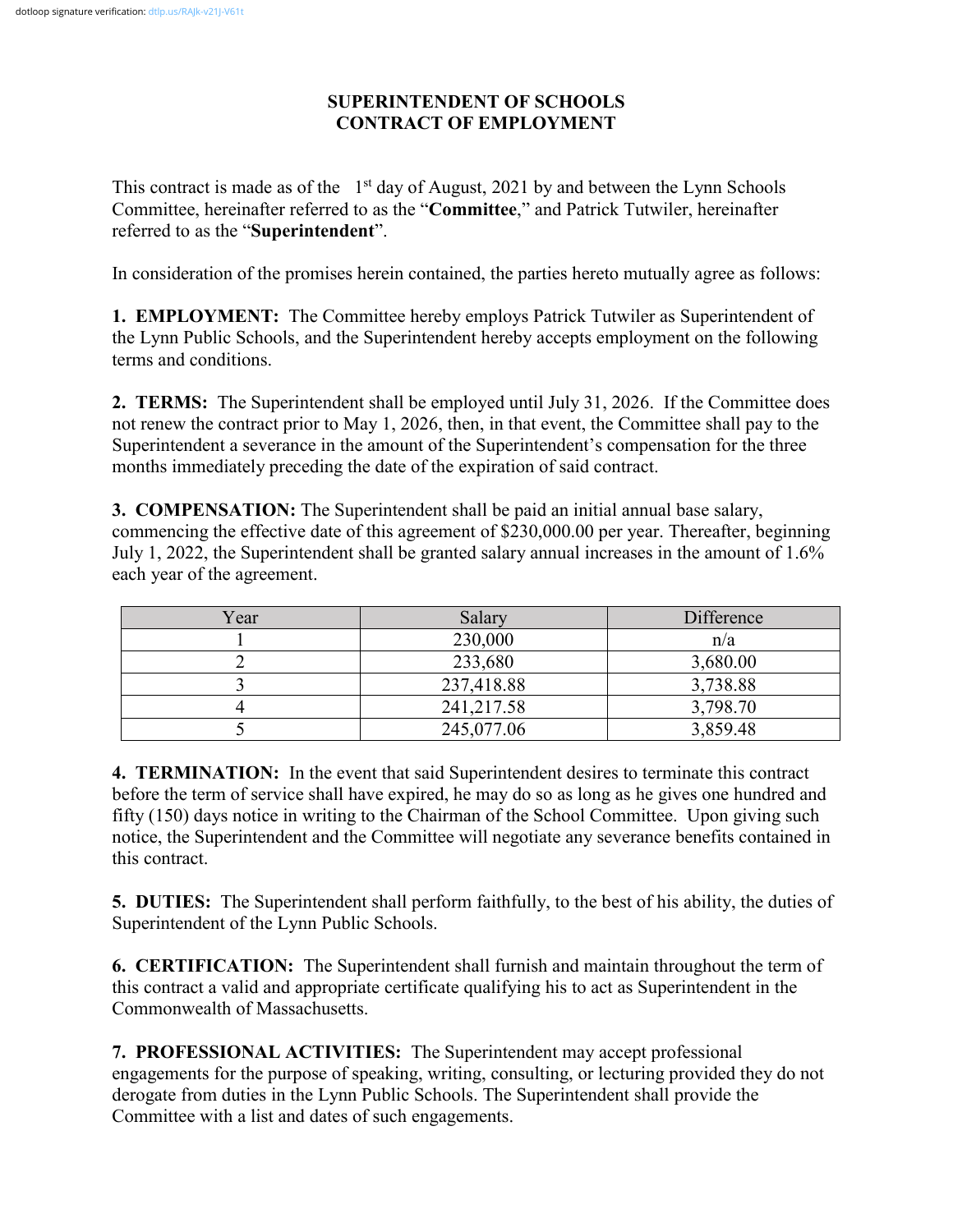**SUPERINTENDENT OF SCHOOLS**
**CONTRACT OF EMPLOYMENT**

This contract is made as of the 1st day of August, 2021 by and between the Lynn Schools Committee, hereinafter referred to as the "**Committee**," and Patrick Tutwiler, hereinafter referred to as the "**Superintendent**".

In consideration of the promises herein contained, the parties hereto mutually agree as follows:

**1. EMPLOYMENT:** The Committee hereby employs Patrick Tutwiler as Superintendent of the Lynn Public Schools, and the Superintendent hereby accepts employment on the following terms and conditions.

**2. TERMS:** The Superintendent shall be employed until July 31, 2026. If the Committee does not renew the contract prior to May 1, 2026, then, in that event, the Committee shall pay to the Superintendent a severance in the amount of the Superintendent's compensation for the three months immediately preceding the date of the expiration of said contract.

**3. COMPENSATION:** The Superintendent shall be paid an initial annual base salary, commencing the effective date of this agreement of $230,000.00 per year. Thereafter, beginning July 1, 2022, the Superintendent shall be granted salary annual increases in the amount of 1.6% each year of the agreement.

| Year | Salary | Difference |
|---|---|---|
| 1 | 230,000 | n/a |
| 2 | 233,680 | 3,680.00 |
| 3 | 237,418.88 | 3,738.88 |
| 4 | 241,217.58 | 3,798.70 |
| 5 | 245,077.06 | 3,859.48 |

**4. TERMINATION:** In the event that said Superintendent desires to terminate this contract before the term of service shall have expired, he may do so as long as he gives one hundred and fifty (150) days notice in writing to the Chairman of the School Committee. Upon giving such notice, the Superintendent and the Committee will negotiate any severance benefits contained in this contract.

**5. DUTIES:** The Superintendent shall perform faithfully, to the best of his ability, the duties of Superintendent of the Lynn Public Schools.

**6. CERTIFICATION:** The Superintendent shall furnish and maintain throughout the term of this contract a valid and appropriate certificate qualifying his to act as Superintendent in the Commonwealth of Massachusetts.

**7. PROFESSIONAL ACTIVITIES:** The Superintendent may accept professional engagements for the purpose of speaking, writing, consulting, or lecturing provided they do not derogate from duties in the Lynn Public Schools. The Superintendent shall provide the Committee with a list and dates of such engagements.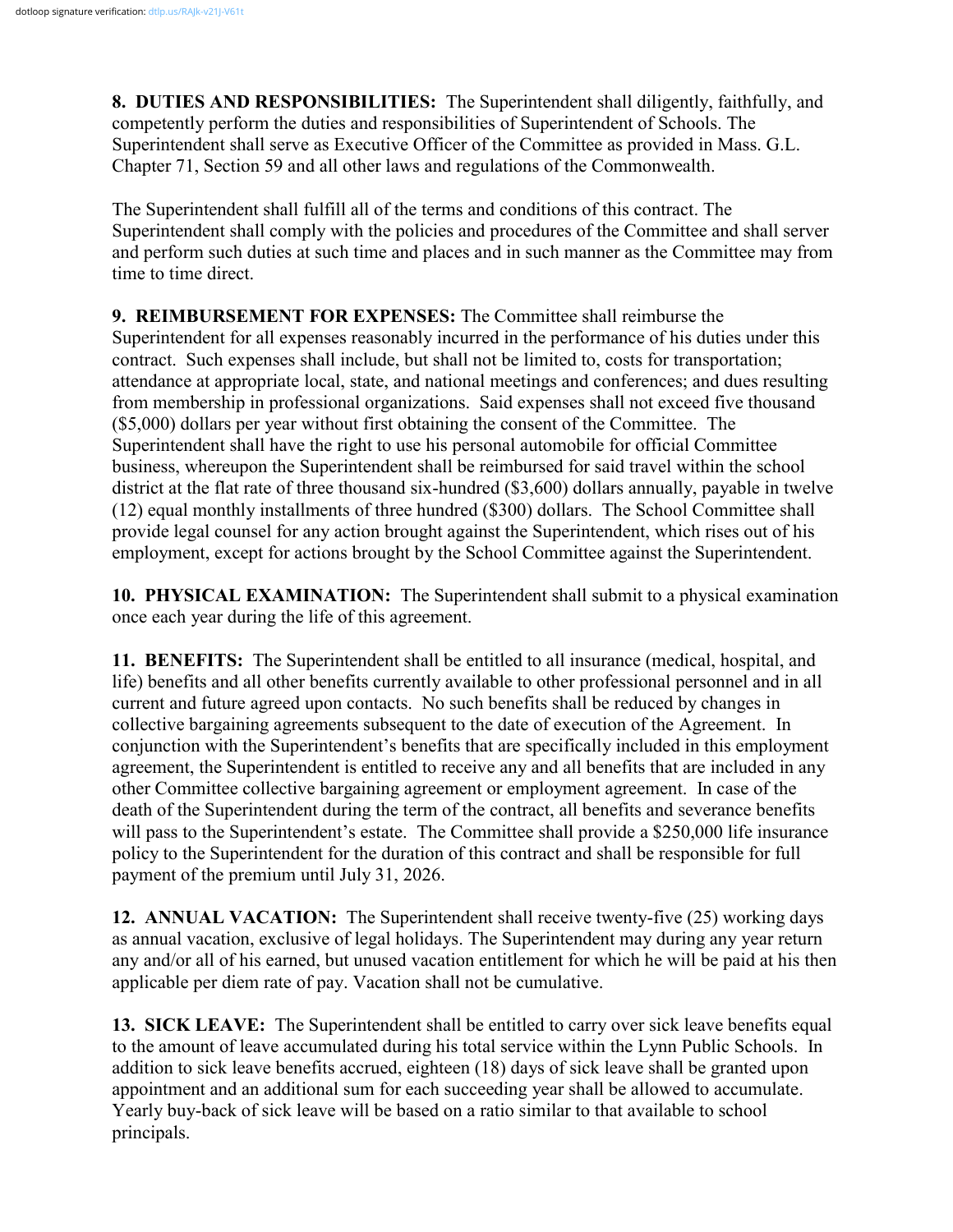**8. DUTIES AND RESPONSIBILITIES:** The Superintendent shall diligently, faithfully, and competently perform the duties and responsibilities of Superintendent of Schools. The Superintendent shall serve as Executive Officer of the Committee as provided in Mass. G.L. Chapter 71, Section 59 and all other laws and regulations of the Commonwealth.

The Superintendent shall fulfill all of the terms and conditions of this contract. The Superintendent shall comply with the policies and procedures of the Committee and shall server and perform such duties at such time and places and in such manner as the Committee may from time to time direct.

**9. REIMBURSEMENT FOR EXPENSES:** The Committee shall reimburse the Superintendent for all expenses reasonably incurred in the performance of his duties under this contract. Such expenses shall include, but shall not be limited to, costs for transportation; attendance at appropriate local, state, and national meetings and conferences; and dues resulting from membership in professional organizations. Said expenses shall not exceed five thousand ($5,000) dollars per year without first obtaining the consent of the Committee. The Superintendent shall have the right to use his personal automobile for official Committee business, whereupon the Superintendent shall be reimbursed for said travel within the school district at the flat rate of three thousand six-hundred ($3,600) dollars annually, payable in twelve (12) equal monthly installments of three hundred ($300) dollars. The School Committee shall provide legal counsel for any action brought against the Superintendent, which rises out of his employment, except for actions brought by the School Committee against the Superintendent.

**10. PHYSICAL EXAMINATION:** The Superintendent shall submit to a physical examination once each year during the life of this agreement.

**11. BENEFITS:** The Superintendent shall be entitled to all insurance (medical, hospital, and life) benefits and all other benefits currently available to other professional personnel and in all current and future agreed upon contacts. No such benefits shall be reduced by changes in collective bargaining agreements subsequent to the date of execution of the Agreement. In conjunction with the Superintendent's benefits that are specifically included in this employment agreement, the Superintendent is entitled to receive any and all benefits that are included in any other Committee collective bargaining agreement or employment agreement. In case of the death of the Superintendent during the term of the contract, all benefits and severance benefits will pass to the Superintendent's estate. The Committee shall provide a $250,000 life insurance policy to the Superintendent for the duration of this contract and shall be responsible for full payment of the premium until July 31, 2026.

**12. ANNUAL VACATION:** The Superintendent shall receive twenty-five (25) working days as annual vacation, exclusive of legal holidays. The Superintendent may during any year return any and/or all of his earned, but unused vacation entitlement for which he will be paid at his then applicable per diem rate of pay. Vacation shall not be cumulative.

**13. SICK LEAVE:** The Superintendent shall be entitled to carry over sick leave benefits equal to the amount of leave accumulated during his total service within the Lynn Public Schools. In addition to sick leave benefits accrued, eighteen (18) days of sick leave shall be granted upon appointment and an additional sum for each succeeding year shall be allowed to accumulate. Yearly buy-back of sick leave will be based on a ratio similar to that available to school principals.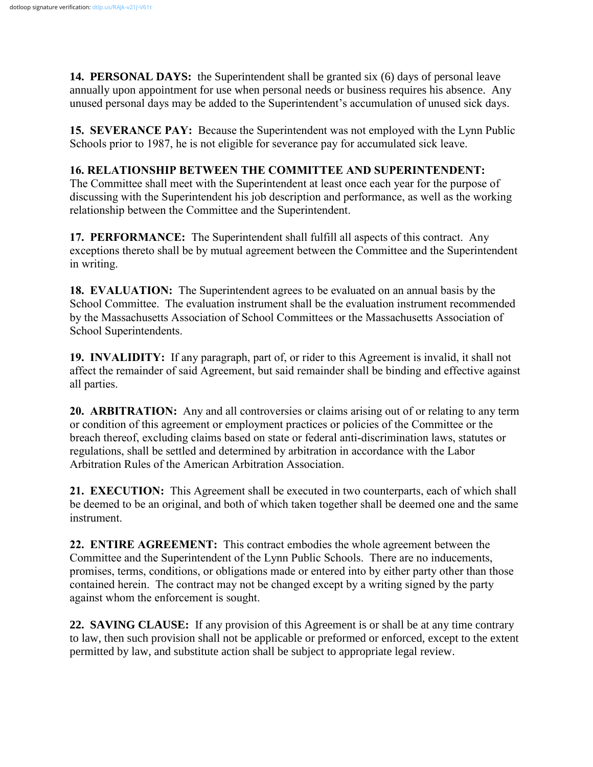**14. PERSONAL DAYS:** the Superintendent shall be granted six (6) days of personal leave annually upon appointment for use when personal needs or business requires his absence. Any unused personal days may be added to the Superintendent's accumulation of unused sick days.

**15. SEVERANCE PAY:** Because the Superintendent was not employed with the Lynn Public Schools prior to 1987, he is not eligible for severance pay for accumulated sick leave.

**16. RELATIONSHIP BETWEEN THE COMMITTEE AND SUPERINTENDENT:** The Committee shall meet with the Superintendent at least once each year for the purpose of discussing with the Superintendent his job description and performance, as well as the working relationship between the Committee and the Superintendent.

**17. PERFORMANCE:** The Superintendent shall fulfill all aspects of this contract. Any exceptions thereto shall be by mutual agreement between the Committee and the Superintendent in writing.

**18. EVALUATION:** The Superintendent agrees to be evaluated on an annual basis by the School Committee. The evaluation instrument shall be the evaluation instrument recommended by the Massachusetts Association of School Committees or the Massachusetts Association of School Superintendents.

**19. INVALIDITY:** If any paragraph, part of, or rider to this Agreement is invalid, it shall not affect the remainder of said Agreement, but said remainder shall be binding and effective against all parties.

**20. ARBITRATION:** Any and all controversies or claims arising out of or relating to any term or condition of this agreement or employment practices or policies of the Committee or the breach thereof, excluding claims based on state or federal anti-discrimination laws, statutes or regulations, shall be settled and determined by arbitration in accordance with the Labor Arbitration Rules of the American Arbitration Association.

**21. EXECUTION:** This Agreement shall be executed in two counterparts, each of which shall be deemed to be an original, and both of which taken together shall be deemed one and the same instrument.

**22. ENTIRE AGREEMENT:** This contract embodies the whole agreement between the Committee and the Superintendent of the Lynn Public Schools. There are no inducements, promises, terms, conditions, or obligations made or entered into by either party other than those contained herein. The contract may not be changed except by a writing signed by the party against whom the enforcement is sought.

**22. SAVING CLAUSE:** If any provision of this Agreement is or shall be at any time contrary to law, then such provision shall not be applicable or preformed or enforced, except to the extent permitted by law, and substitute action shall be subject to appropriate legal review.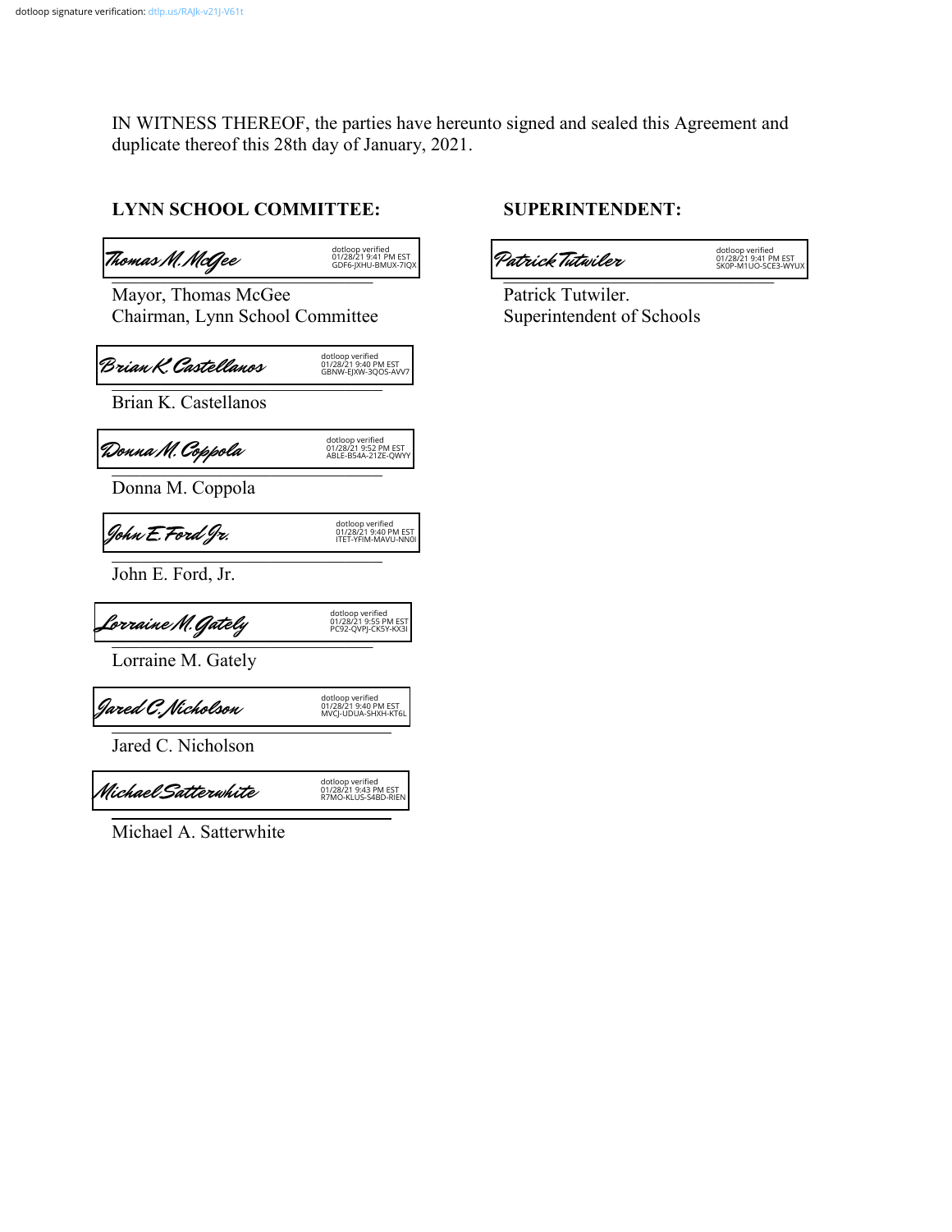dotloop signature verification: dtlp.us/RAJk-v21J-V61t

IN WITNESS THEREOF, the parties have hereunto signed and sealed this Agreement and duplicate thereof this 28th day of January, 2021.

**LYNN SCHOOL COMMITTEE:**

Thomas M. McGee — dotloop verified 01/28/21 9:41 PM EST GDF6-JXHU-BMUX-7IQX

Mayor, Thomas McGee
Chairman, Lynn School Committee

Brian K. Castellanos — dotloop verified 01/28/21 9:40 PM EST GBNW-EJXW-3QOS-AVV7

Brian K. Castellanos

Donna M. Coppola — dotloop verified 01/28/21 9:52 PM EST ABLE-B54A-21ZE-QWYY

Donna M. Coppola

John E. Ford Jr. — dotloop verified 01/28/21 9:40 PM EST ITET-YFIM-MAVU-NN0I

John E. Ford, Jr.

Lorraine M. Gately — dotloop verified 01/28/21 9:55 PM EST PC92-QVPJ-CKSY-KX3I

Lorraine M. Gately

Jared C. Nicholson — dotloop verified 01/28/21 9:40 PM EST MVCJ-UDUA-SHXH-KT6L

Jared C. Nicholson

Michael Satterwhite — dotloop verified 01/28/21 9:43 PM EST R7MO-KLUS-S4BD-RIEN

Michael A. Satterwhite

**SUPERINTENDENT:**

Patrick Tutwiler — dotloop verified 01/28/21 9:41 PM EST SK0P-M1UO-SCE3-WYUX

Patrick Tutwiler.
Superintendent of Schools